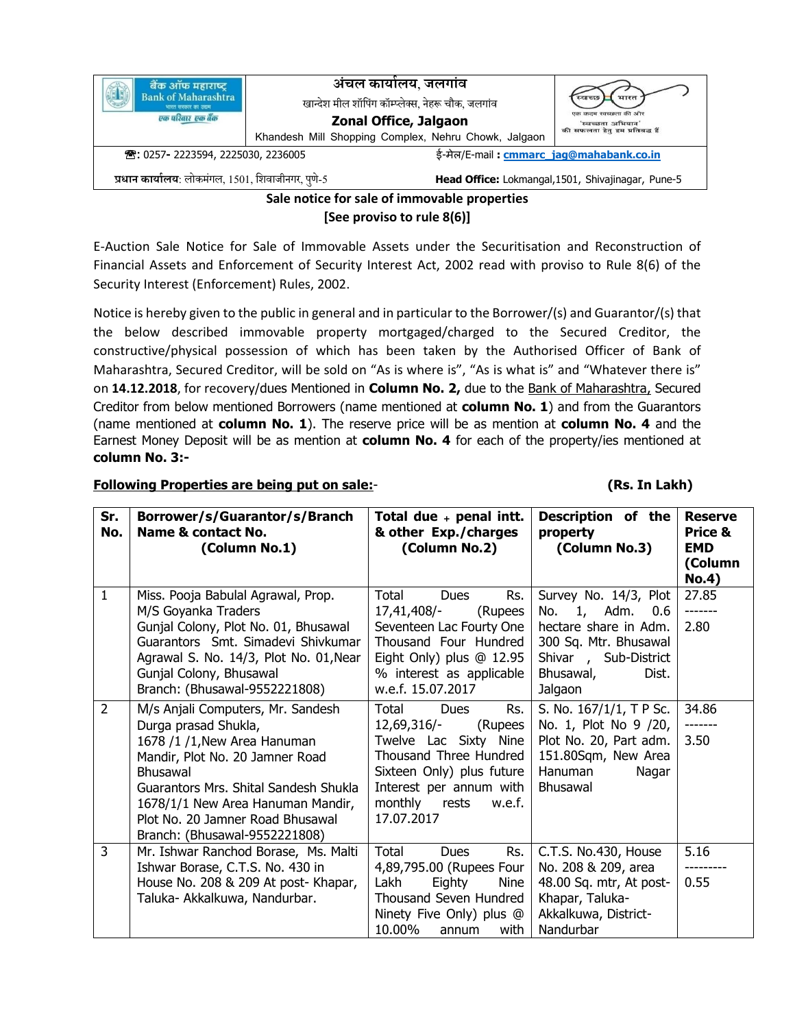| बैंक ऑफ महाराष्ट्र Bank of Maharashtra भारत सरकार का उद्यम एक परिवार एक बैंक | अंचल कार्यालय, जलगांव खान्देश मील शॉपिंग कॉम्प्लेक्स, नेहरू चौक, जलगांव **Zonal Office, Jalgaon** Khandesh Mill Shopping Complex, Nehru Chowk, Jalgaon | स्वच्छ भारत एक कदम स्वच्छता की ओर 'स्वच्छता अभियान' की सफलता हेतु हम प्रतिबद्ध हैं |
|---|---|---|
| ☎: 0257- 2223594, 2225030, 2236005 | ई-मेल/E-mail : **cmmarc_jag@mahabank.co.in** | |
| **प्रधान कार्यालय**: लोकमंगल, 1501, शिवाजीनगर, पुणे-5 | **Head Office:** Lokmangal,1501, Shivajinagar, Pune-5 | |

**Sale notice for sale of immovable properties**
**[See proviso to rule 8(6)]**

E-Auction Sale Notice for Sale of Immovable Assets under the Securitisation and Reconstruction of Financial Assets and Enforcement of Security Interest Act, 2002 read with proviso to Rule 8(6) of the Security Interest (Enforcement) Rules, 2002.

Notice is hereby given to the public in general and in particular to the Borrower/(s) and Guarantor/(s) that the below described immovable property mortgaged/charged to the Secured Creditor, the constructive/physical possession of which has been taken by the Authorised Officer of Bank of Maharashtra, Secured Creditor, will be sold on "As is where is", "As is what is" and "Whatever there is" on **14.12.2018**, for recovery/dues Mentioned in **Column No. 2,** due to the Bank of Maharashtra, Secured Creditor from below mentioned Borrowers (name mentioned at **column No. 1**) and from the Guarantors (name mentioned at **column No. 1**). The reserve price will be as mention at **column No. 4** and the Earnest Money Deposit will be as mention at **column No. 4** for each of the property/ies mentioned at **column No. 3:-**

**Following Properties are being put on sale:-** **(Rs. In Lakh)**

| Sr. No. | Borrower/s/Guarantor/s/Branch Name & contact No. (Column No.1) | Total due + penal intt. & other Exp./charges (Column No.2) | Description of the property (Column No.3) | Reserve Price & EMD (Column No.4) |
|---|---|---|---|---|
| 1 | Miss. Pooja Babulal Agrawal, Prop. M/S Goyanka Traders Gunjal Colony, Plot No. 01, Bhusawal Guarantors Smt. Simadevi Shivkumar Agrawal S. No. 14/3, Plot No. 01,Near Gunjal Colony, Bhusawal Branch: (Bhusawal-9552221808) | Total Dues Rs. 17,41,408/- (Rupees Seventeen Lac Fourty One Thousand Four Hundred Eight Only) plus @ 12.95 % interest as applicable w.e.f. 15.07.2017 | Survey No. 14/3, Plot No. 1, Adm. 0.6 hectare share in Adm. 300 Sq. Mtr. Bhusawal Shivar , Sub-District Bhusawal, Dist. Jalgaon | 27.85 ------- 2.80 |
| 2 | M/s Anjali Computers, Mr. Sandesh Durga prasad Shukla, 1678 /1 /1,New Area Hanuman Mandir, Plot No. 20 Jamner Road Bhusawal Guarantors Mrs. Shital Sandesh Shukla 1678/1/1 New Area Hanuman Mandir, Plot No. 20 Jamner Road Bhusawal Branch: (Bhusawal-9552221808) | Total Dues Rs. 12,69,316/- (Rupees Twelve Lac Sixty Nine Thousand Three Hundred Sixteen Only) plus future Interest per annum with monthly rests w.e.f. 17.07.2017 | S. No. 167/1/1, T P Sc. No. 1, Plot No 9 /20, Plot No. 20, Part adm. 151.80Sqm, New Area Hanuman Nagar Bhusawal | 34.86 ------- 3.50 |
| 3 | Mr. Ishwar Ranchod Borase, Ms. Malti Ishwar Borase, C.T.S. No. 430 in House No. 208 & 209 At post- Khapar, Taluka- Akkalkuwa, Nandurbar. | Total Dues Rs. 4,89,795.00 (Rupees Four Lakh Eighty Nine Thousand Seven Hundred Ninety Five Only) plus @ 10.00% annum with | C.T.S. No.430, House No. 208 & 209, area 48.00 Sq. mtr, At post- Khapar, Taluka- Akkalkuwa, District- Nandurbar | 5.16 --------- 0.55 |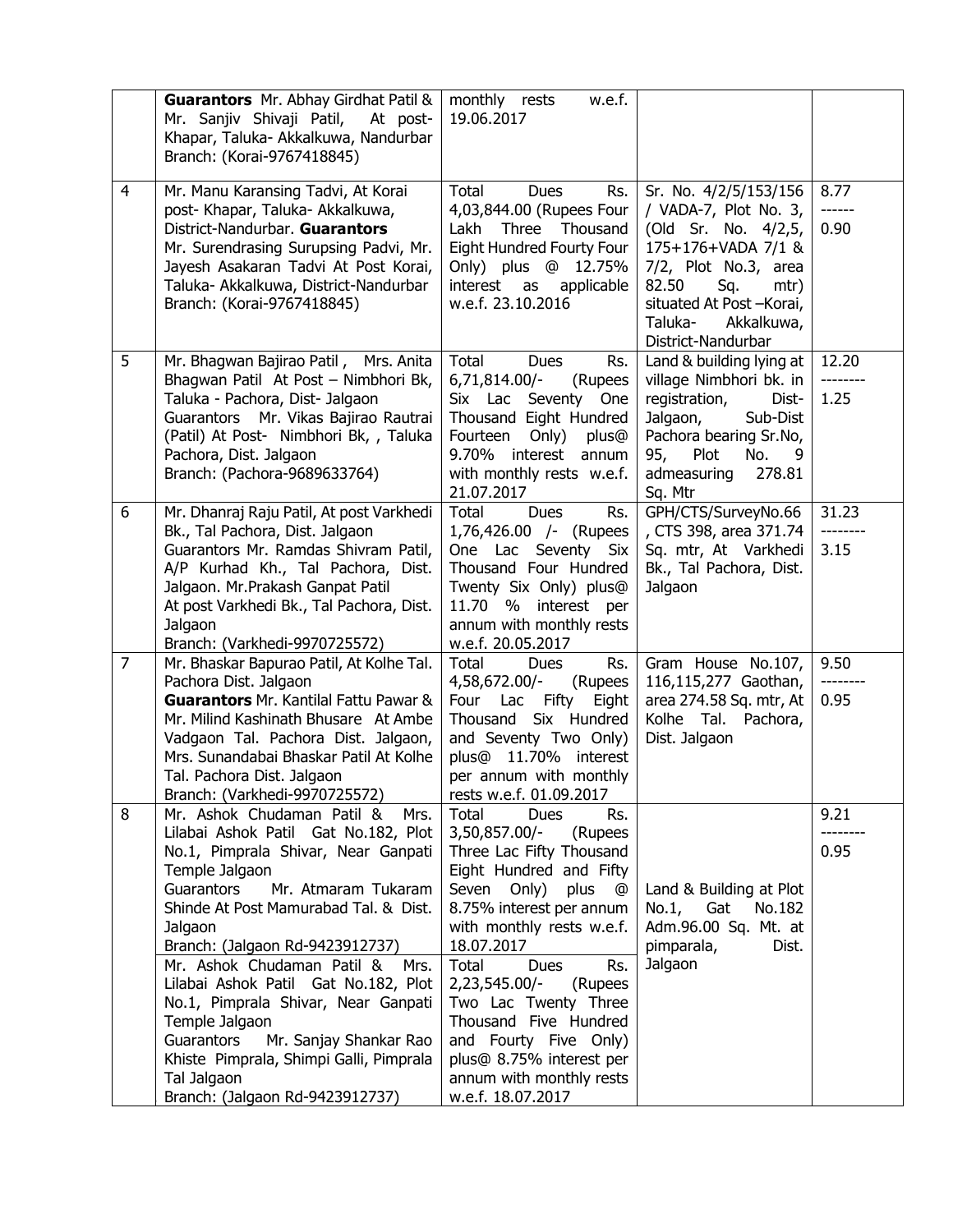| | | | | |
|---|---|---|---|---|
| | **Guarantors** Mr. Abhay Girdhat Patil & Mr. Sanjiv Shivaji Patil, At post- Khapar, Taluka- Akkalkuwa, Nandurbar Branch: (Korai-9767418845) | monthly rests w.e.f. 19.06.2017 | | |
| 4 | Mr. Manu Karansing Tadvi, At Korai post- Khapar, Taluka- Akkalkuwa, District-Nandurbar. **Guarantors** Mr. Surendrasing Surupsing Padvi, Mr. Jayesh Asakaran Tadvi At Post Korai, Taluka- Akkalkuwa, District-Nandurbar Branch: (Korai-9767418845) | Total Dues Rs. 4,03,844.00 (Rupees Four Lakh Three Thousand Eight Hundred Fourty Four Only) plus @ 12.75% interest as applicable w.e.f. 23.10.2016 | Sr. No. 4/2/5/153/156 / VADA-7, Plot No. 3, (Old Sr. No. 4/2,5, 175+176+VADA 7/1 & 7/2, Plot No.3, area 82.50 Sq. mtr) situated At Post –Korai, Taluka- Akkalkuwa, District-Nandurbar | 8.77 ------ 0.90 |
| 5 | Mr. Bhagwan Bajirao Patil , Mrs. Anita Bhagwan Patil At Post – Nimbhori Bk, Taluka - Pachora, Dist- Jalgaon Guarantors Mr. Vikas Bajirao Rautrai (Patil) At Post- Nimbhori Bk, , Taluka Pachora, Dist. Jalgaon Branch: (Pachora-9689633764) | Total Dues Rs. 6,71,814.00/- (Rupees Six Lac Seventy One Thousand Eight Hundred Fourteen Only) plus@ 9.70% interest annum with monthly rests w.e.f. 21.07.2017 | Land & building lying at village Nimbhori bk. in registration, Dist- Jalgaon, Sub-Dist Pachora bearing Sr.No, 95, Plot No. 9 admeasuring 278.81 Sq. Mtr | 12.20 -------- 1.25 |
| 6 | Mr. Dhanraj Raju Patil, At post Varkhedi Bk., Tal Pachora, Dist. Jalgaon Guarantors Mr. Ramdas Shivram Patil, A/P Kurhad Kh., Tal Pachora, Dist. Jalgaon. Mr.Prakash Ganpat Patil At post Varkhedi Bk., Tal Pachora, Dist. Jalgaon Branch: (Varkhedi-9970725572) | Total Dues Rs. 1,76,426.00 /- (Rupees One Lac Seventy Six Thousand Four Hundred Twenty Six Only) plus@ 11.70 % interest per annum with monthly rests w.e.f. 20.05.2017 | GPH/CTS/SurveyNo.66 , CTS 398, area 371.74 Sq. mtr, At Varkhedi Bk., Tal Pachora, Dist. Jalgaon | 31.23 -------- 3.15 |
| 7 | Mr. Bhaskar Bapurao Patil, At Kolhe Tal. Pachora Dist. Jalgaon **Guarantors** Mr. Kantilal Fattu Pawar & Mr. Milind Kashinath Bhusare At Ambe Vadgaon Tal. Pachora Dist. Jalgaon, Mrs. Sunandabai Bhaskar Patil At Kolhe Tal. Pachora Dist. Jalgaon Branch: (Varkhedi-9970725572) | Total Dues Rs. 4,58,672.00/- (Rupees Four Lac Fifty Eight Thousand Six Hundred and Seventy Two Only) plus@ 11.70% interest per annum with monthly rests w.e.f. 01.09.2017 | Gram House No.107, 116,115,277 Gaothan, area 274.58 Sq. mtr, At Kolhe Tal. Pachora, Dist. Jalgaon | 9.50 -------- 0.95 |
| 8 | Mr. Ashok Chudaman Patil & Mrs. Lilabai Ashok Patil Gat No.182, Plot No.1, Pimprala Shivar, Near Ganpati Temple Jalgaon Guarantors Mr. Atmaram Tukaram Shinde At Post Mamurabad Tal. & Dist. Jalgaon Branch: (Jalgaon Rd-9423912737) | Total Dues Rs. 3,50,857.00/- (Rupees Three Lac Fifty Thousand Eight Hundred and Fifty Seven Only) plus @ 8.75% interest per annum with monthly rests w.e.f. 18.07.2017 | Land & Building at Plot No.1, Gat No.182 Adm.96.00 Sq. Mt. at pimparala, Dist. Jalgaon | 9.21 -------- 0.95 |
| | Mr. Ashok Chudaman Patil & Mrs. Lilabai Ashok Patil Gat No.182, Plot No.1, Pimprala Shivar, Near Ganpati Temple Jalgaon Guarantors Mr. Sanjay Shankar Rao Khiste Pimprala, Shimpi Galli, Pimprala Tal Jalgaon Branch: (Jalgaon Rd-9423912737) | Total Dues Rs. 2,23,545.00/- (Rupees Two Lac Twenty Three Thousand Five Hundred and Fourty Five Only) plus@ 8.75% interest per annum with monthly rests w.e.f. 18.07.2017 | | |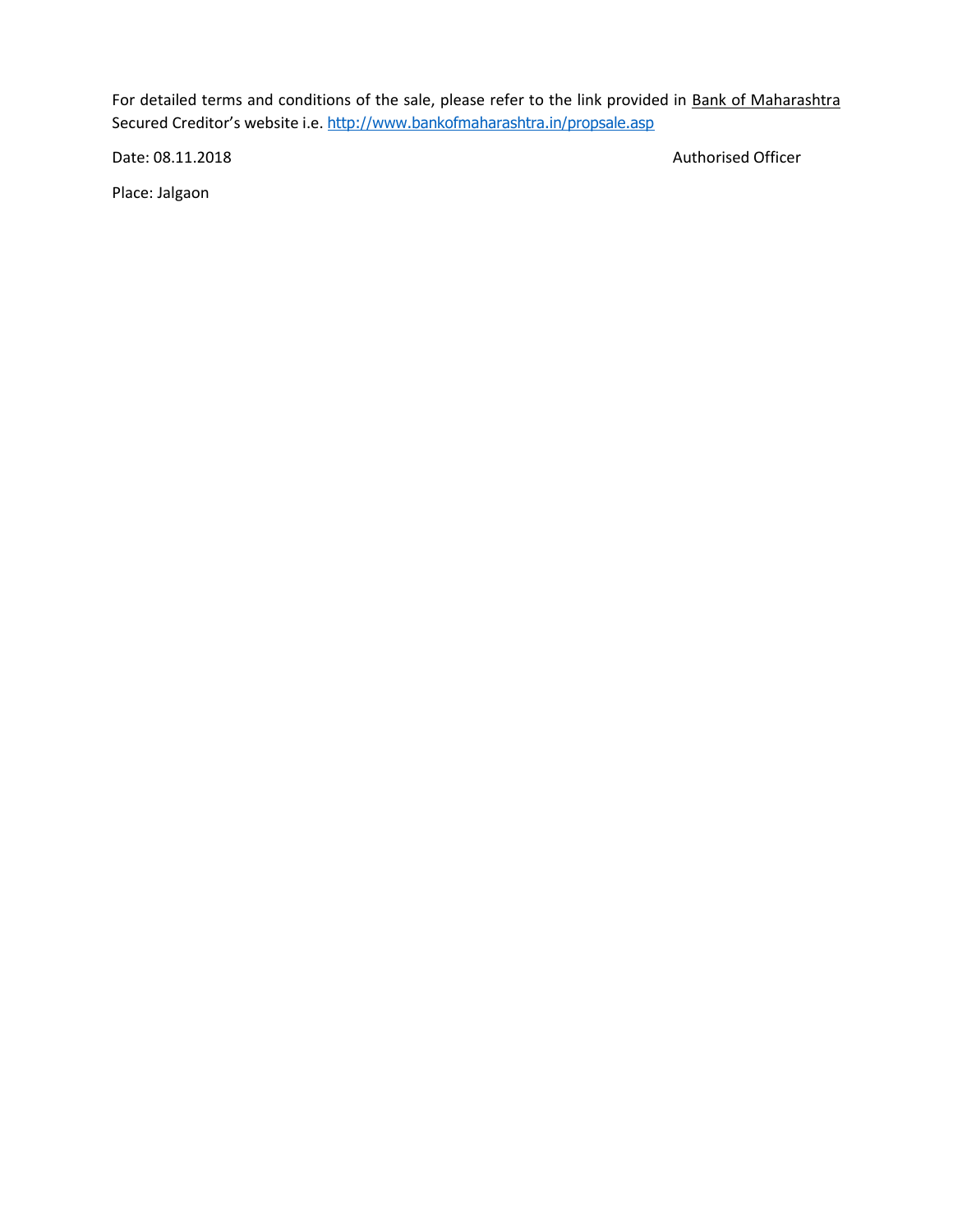For detailed terms and conditions of the sale, please refer to the link provided in Bank of Maharashtra Secured Creditor's website i.e. http://www.bankofmaharashtra.in/propsale.asp

Date: 08.11.2018 Authorised Officer

Place: Jalgaon